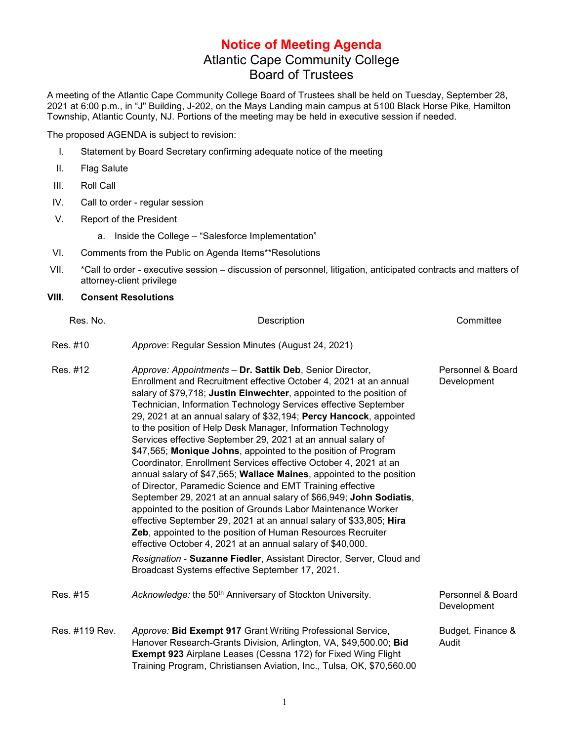# Notice of Meeting Agenda

## Atlantic Cape Community College
## Board of Trustees

A meeting of the Atlantic Cape Community College Board of Trustees shall be held on Tuesday, September 28, 2021 at 6:00 p.m., in "J" Building, J-202, on the Mays Landing main campus at 5100 Black Horse Pike, Hamilton Township, Atlantic County, NJ. Portions of the meeting may be held in executive session if needed.

The proposed AGENDA is subject to revision:

I. Statement by Board Secretary confirming adequate notice of the meeting

II. Flag Salute

III. Roll Call

IV. Call to order - regular session

V. Report of the President

   a. Inside the College – "Salesforce Implementation"

VI. Comments from the Public on Agenda Items**Resolutions

VII. *Call to order - executive session – discussion of personnel, litigation, anticipated contracts and matters of attorney-client privilege

**VIII. Consent Resolutions**

| Res. No. | Description | Committee |
|---|---|---|
| Res. #10 | *Approve*: Regular Session Minutes (August 24, 2021) | |
| Res. #12 | *Approve: Appointments* – **Dr. Sattik Deb**, Senior Director, Enrollment and Recruitment effective October 4, 2021 at an annual salary of $79,718; **Justin Einwechter**, appointed to the position of Technician, Information Technology Services effective September 29, 2021 at an annual salary of $32,194; **Percy Hancock**, appointed to the position of Help Desk Manager, Information Technology Services effective September 29, 2021 at an annual salary of $47,565; **Monique Johns**, appointed to the position of Program Coordinator, Enrollment Services effective October 4, 2021 at an annual salary of $47,565; **Wallace Maines**, appointed to the position of Director, Paramedic Science and EMT Training effective September 29, 2021 at an annual salary of $66,949; **John Sodiatis**, appointed to the position of Grounds Labor Maintenance Worker effective September 29, 2021 at an annual salary of $33,805; **Hira Zeb**, appointed to the position of Human Resources Recruiter effective October 4, 2021 at an annual salary of $40,000. *Resignation* - **Suzanne Fiedler**, Assistant Director, Server, Cloud and Broadcast Systems effective September 17, 2021. | Personnel & Board Development |
| Res. #15 | *Acknowledge:* the 50th Anniversary of Stockton University. | Personnel & Board Development |
| Res. #119 Rev. | *Approve:* **Bid Exempt 917** Grant Writing Professional Service, Hanover Research-Grants Division, Arlington, VA, $49,500.00; **Bid Exempt 923** Airplane Leases (Cessna 172) for Fixed Wing Flight Training Program, Christiansen Aviation, Inc., Tulsa, OK, $70,560.00 | Budget, Finance & Audit |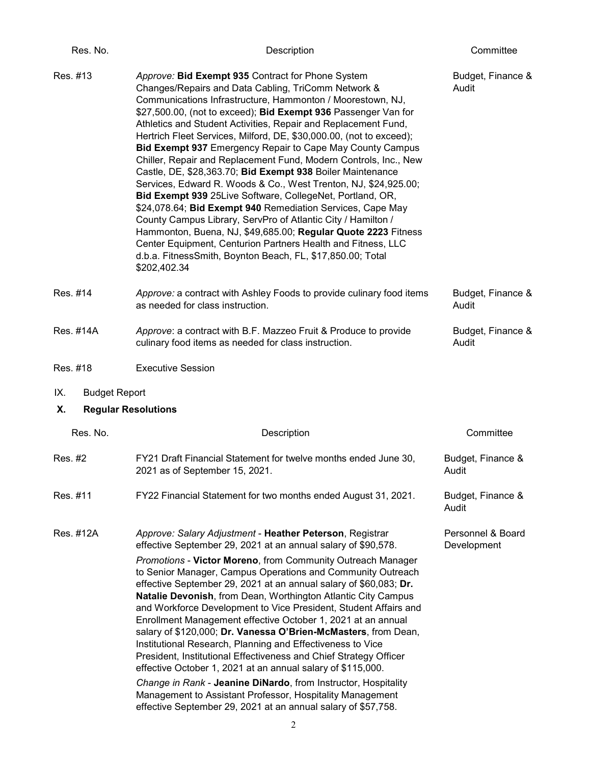| Res. No. | Description | Committee |
|---|---|---|
| Res. #13 | *Approve:* **Bid Exempt 935** Contract for Phone System Changes/Repairs and Data Cabling, TriComm Network & Communications Infrastructure, Hammonton / Moorestown, NJ, \$27,500.00, (not to exceed); **Bid Exempt 936** Passenger Van for Athletics and Student Activities, Repair and Replacement Fund, Hertrich Fleet Services, Milford, DE, \$30,000.00, (not to exceed); **Bid Exempt 937** Emergency Repair to Cape May County Campus Chiller, Repair and Replacement Fund, Modern Controls, Inc., New Castle, DE, \$28,363.70; **Bid Exempt 938** Boiler Maintenance Services, Edward R. Woods & Co., West Trenton, NJ, \$24,925.00; **Bid Exempt 939** 25Live Software, CollegeNet, Portland, OR, \$24,078.64; **Bid Exempt 940** Remediation Services, Cape May County Campus Library, ServPro of Atlantic City / Hamilton / Hammonton, Buena, NJ, \$49,685.00; **Regular Quote 2223** Fitness Center Equipment, Centurion Partners Health and Fitness, LLC d.b.a. FitnessSmith, Boynton Beach, FL, \$17,850.00; Total \$202,402.34 | Budget, Finance & Audit |
| Res. #14 | *Approve:* a contract with Ashley Foods to provide culinary food items as needed for class instruction. | Budget, Finance & Audit |
| Res. #14A | *Approve*: a contract with B.F. Mazzeo Fruit & Produce to provide culinary food items as needed for class instruction. | Budget, Finance & Audit |
| Res. #18 | Executive Session | |

IX. Budget Report

## X. Regular Resolutions

| Res. No. | Description | Committee |
|---|---|---|
| Res. #2 | FY21 Draft Financial Statement for twelve months ended June 30, 2021 as of September 15, 2021. | Budget, Finance & Audit |
| Res. #11 | FY22 Financial Statement for two months ended August 31, 2021. | Budget, Finance & Audit |
| Res. #12A | *Approve: Salary Adjustment* - **Heather Peterson**, Registrar effective September 29, 2021 at an annual salary of \$90,578.<br><br>*Promotions* - **Victor Moreno**, from Community Outreach Manager to Senior Manager, Campus Operations and Community Outreach effective September 29, 2021 at an annual salary of \$60,083; **Dr. Natalie Devonish**, from Dean, Worthington Atlantic City Campus and Workforce Development to Vice President, Student Affairs and Enrollment Management effective October 1, 2021 at an annual salary of \$120,000; **Dr. Vanessa O'Brien-McMasters**, from Dean, Institutional Research, Planning and Effectiveness to Vice President, Institutional Effectiveness and Chief Strategy Officer effective October 1, 2021 at an annual salary of \$115,000.<br><br>*Change in Rank* - **Jeanine DiNardo**, from Instructor, Hospitality Management to Assistant Professor, Hospitality Management effective September 29, 2021 at an annual salary of \$57,758. | Personnel & Board Development |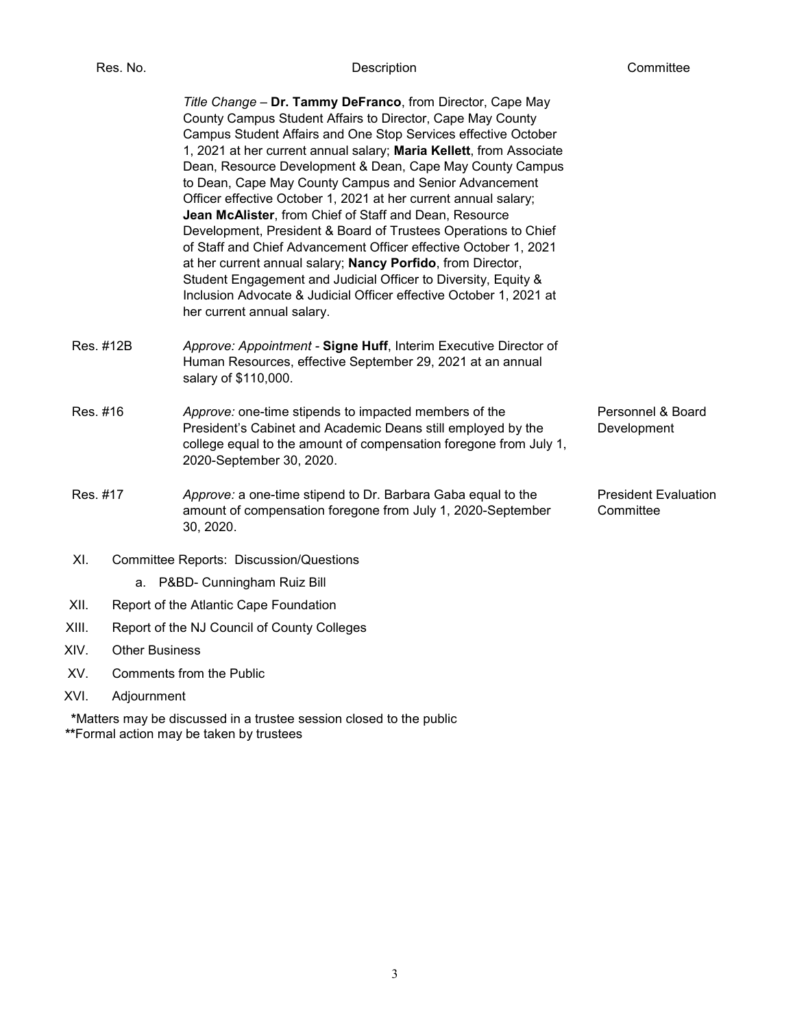| Res. No. | Description | Committee |
|---|---|---|
| | *Title Change* – **Dr. Tammy DeFranco**, from Director, Cape May County Campus Student Affairs to Director, Cape May County Campus Student Affairs and One Stop Services effective October 1, 2021 at her current annual salary; **Maria Kellett**, from Associate Dean, Resource Development & Dean, Cape May County Campus to Dean, Cape May County Campus and Senior Advancement Officer effective October 1, 2021 at her current annual salary; **Jean McAlister**, from Chief of Staff and Dean, Resource Development, President & Board of Trustees Operations to Chief of Staff and Chief Advancement Officer effective October 1, 2021 at her current annual salary; **Nancy Porfido**, from Director, Student Engagement and Judicial Officer to Diversity, Equity & Inclusion Advocate & Judicial Officer effective October 1, 2021 at her current annual salary. | |
| Res. #12B | *Approve: Appointment* - **Signe Huff**, Interim Executive Director of Human Resources, effective September 29, 2021 at an annual salary of $110,000. | |
| Res. #16 | *Approve:* one-time stipends to impacted members of the President's Cabinet and Academic Deans still employed by the college equal to the amount of compensation foregone from July 1, 2020-September 30, 2020. | Personnel & Board Development |
| Res. #17 | *Approve:* a one-time stipend to Dr. Barbara Gaba equal to the amount of compensation foregone from July 1, 2020-September 30, 2020. | President Evaluation Committee |

XI. Committee Reports: Discussion/Questions

a. P&BD- Cunningham Ruiz Bill

XII. Report of the Atlantic Cape Foundation

XIII. Report of the NJ Council of County Colleges

XIV. Other Business

XV. Comments from the Public

XVI. Adjournment

*Matters may be discussed in a trustee session closed to the public

**Formal action may be taken by trustees